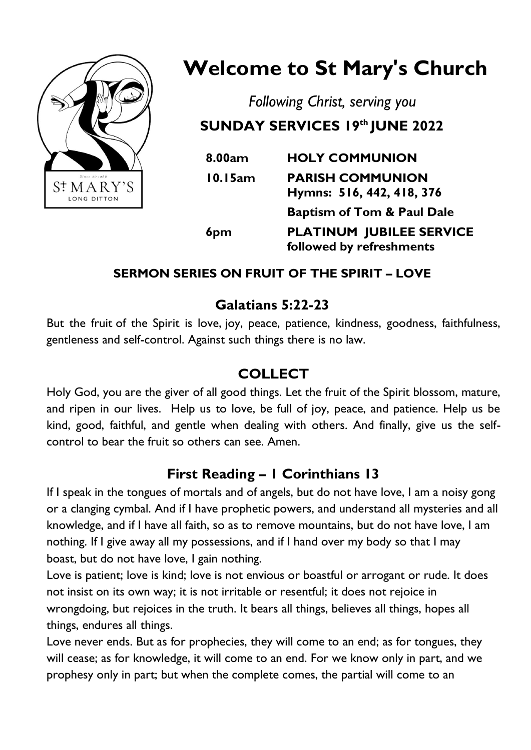# Welcome to St Mary's Church

*Following Christ, serving you*

**SUNDAY SERVICES 19th JUNE 2022**

| | |
|---|---|
| **8.00am** | **HOLY COMMUNION** |
| **10.15am** | **PARISH COMMUNION** <br> **Hymns: 516, 442, 418, 376** |
| | **Baptism of Tom & Paul Dale** |
| **6pm** | **PLATINUM JUBILEE SERVICE** <br> **followed by refreshments** |

**SERMON SERIES ON FRUIT OF THE SPIRIT – LOVE**

## Galatians 5:22-23

But the fruit of the Spirit is love, joy, peace, patience, kindness, goodness, faithfulness, gentleness and self-control. Against such things there is no law.

## COLLECT

Holy God, you are the giver of all good things. Let the fruit of the Spirit blossom, mature, and ripen in our lives. Help us to love, be full of joy, peace, and patience. Help us be kind, good, faithful, and gentle when dealing with others. And finally, give us the self-control to bear the fruit so others can see. Amen.

## First Reading – 1 Corinthians 13

If I speak in the tongues of mortals and of angels, but do not have love, I am a noisy gong or a clanging cymbal. And if I have prophetic powers, and understand all mysteries and all knowledge, and if I have all faith, so as to remove mountains, but do not have love, I am nothing. If I give away all my possessions, and if I hand over my body so that I may boast, but do not have love, I gain nothing.

Love is patient; love is kind; love is not envious or boastful or arrogant or rude. It does not insist on its own way; it is not irritable or resentful; it does not rejoice in wrongdoing, but rejoices in the truth. It bears all things, believes all things, hopes all things, endures all things.

Love never ends. But as for prophecies, they will come to an end; as for tongues, they will cease; as for knowledge, it will come to an end. For we know only in part, and we prophesy only in part; but when the complete comes, the partial will come to an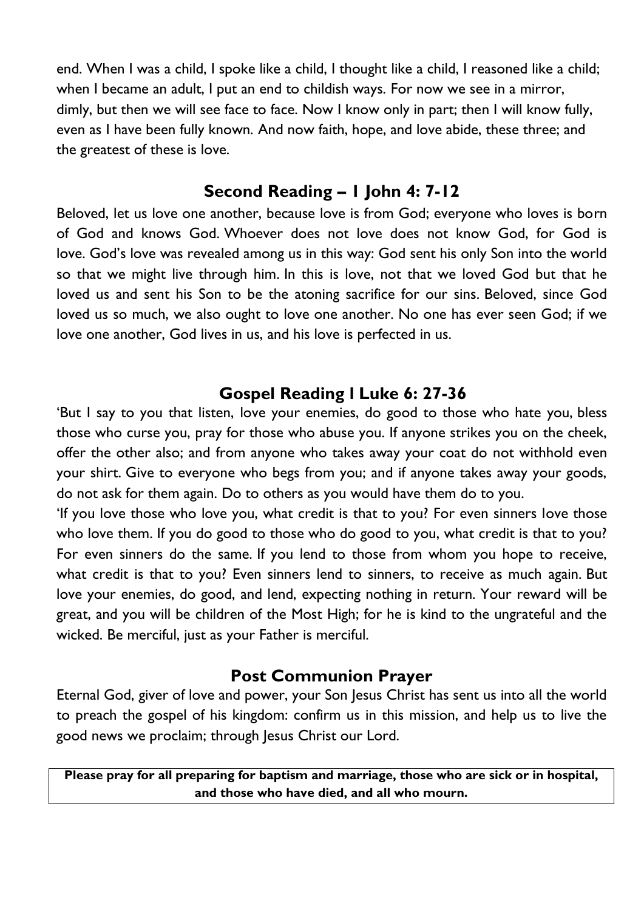end. When I was a child, I spoke like a child, I thought like a child, I reasoned like a child; when I became an adult, I put an end to childish ways. For now we see in a mirror, dimly, but then we will see face to face. Now I know only in part; then I will know fully, even as I have been fully known. And now faith, hope, and love abide, these three; and the greatest of these is love.

## Second Reading – 1 John 4: 7-12

Beloved, let us love one another, because love is from God; everyone who loves is born of God and knows God. Whoever does not love does not know God, for God is love. God's love was revealed among us in this way: God sent his only Son into the world so that we might live through him. In this is love, not that we loved God but that he loved us and sent his Son to be the atoning sacrifice for our sins. Beloved, since God loved us so much, we also ought to love one another. No one has ever seen God; if we love one another, God lives in us, and his love is perfected in us.

## Gospel Reading I Luke 6: 27-36

'But I say to you that listen, love your enemies, do good to those who hate you, bless those who curse you, pray for those who abuse you. If anyone strikes you on the cheek, offer the other also; and from anyone who takes away your coat do not withhold even your shirt. Give to everyone who begs from you; and if anyone takes away your goods, do not ask for them again. Do to others as you would have them do to you.

'If you love those who love you, what credit is that to you? For even sinners love those who love them. If you do good to those who do good to you, what credit is that to you? For even sinners do the same. If you lend to those from whom you hope to receive, what credit is that to you? Even sinners lend to sinners, to receive as much again. But love your enemies, do good, and lend, expecting nothing in return. Your reward will be great, and you will be children of the Most High; for he is kind to the ungrateful and the wicked. Be merciful, just as your Father is merciful.

## Post Communion Prayer

Eternal God, giver of love and power, your Son Jesus Christ has sent us into all the world to preach the gospel of his kingdom: confirm us in this mission, and help us to live the good news we proclaim; through Jesus Christ our Lord.

**Please pray for all preparing for baptism and marriage, those who are sick or in hospital, and those who have died, and all who mourn.**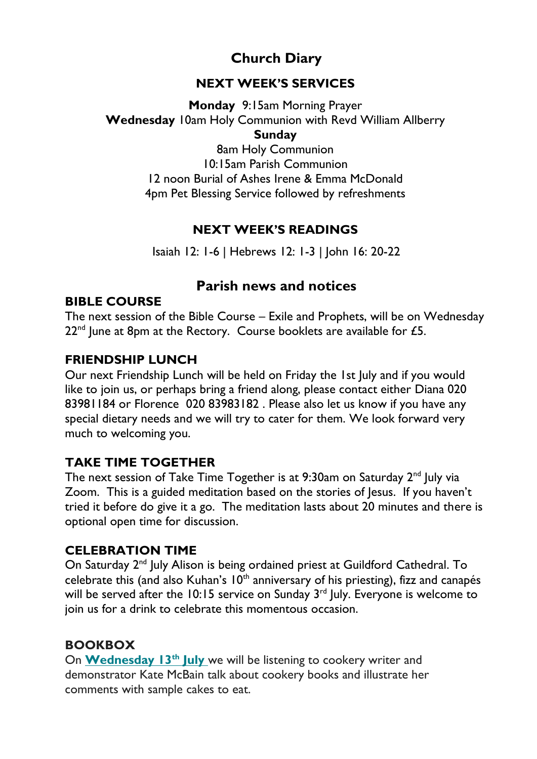# Church Diary

## NEXT WEEK'S SERVICES

**Monday** 9:15am Morning Prayer
**Wednesday** 10am Holy Communion with Revd William Allberry
**Sunday**
8am Holy Communion
10:15am Parish Communion
12 noon Burial of Ashes Irene & Emma McDonald
4pm Pet Blessing Service followed by refreshments

## NEXT WEEK'S READINGS

Isaiah 12: 1-6 | Hebrews 12: 1-3 | John 16: 20-22

# Parish news and notices

### BIBLE COURSE

The next session of the Bible Course – Exile and Prophets, will be on Wednesday 22nd June at 8pm at the Rectory. Course booklets are available for £5.

### FRIENDSHIP LUNCH

Our next Friendship Lunch will be held on Friday the 1st July and if you would like to join us, or perhaps bring a friend along, please contact either Diana 020 83981184 or Florence 020 83983182 . Please also let us know if you have any special dietary needs and we will try to cater for them. We look forward very much to welcoming you.

### TAKE TIME TOGETHER

The next session of Take Time Together is at 9:30am on Saturday 2nd July via Zoom. This is a guided meditation based on the stories of Jesus. If you haven't tried it before do give it a go. The meditation lasts about 20 minutes and there is optional open time for discussion.

### CELEBRATION TIME

On Saturday 2nd July Alison is being ordained priest at Guildford Cathedral. To celebrate this (and also Kuhan's 10th anniversary of his priesting), fizz and canapés will be served after the 10:15 service on Sunday 3rd July. Everyone is welcome to join us for a drink to celebrate this momentous occasion.

### BOOKBOX

On **Wednesday 13th July** we will be listening to cookery writer and demonstrator Kate McBain talk about cookery books and illustrate her comments with sample cakes to eat.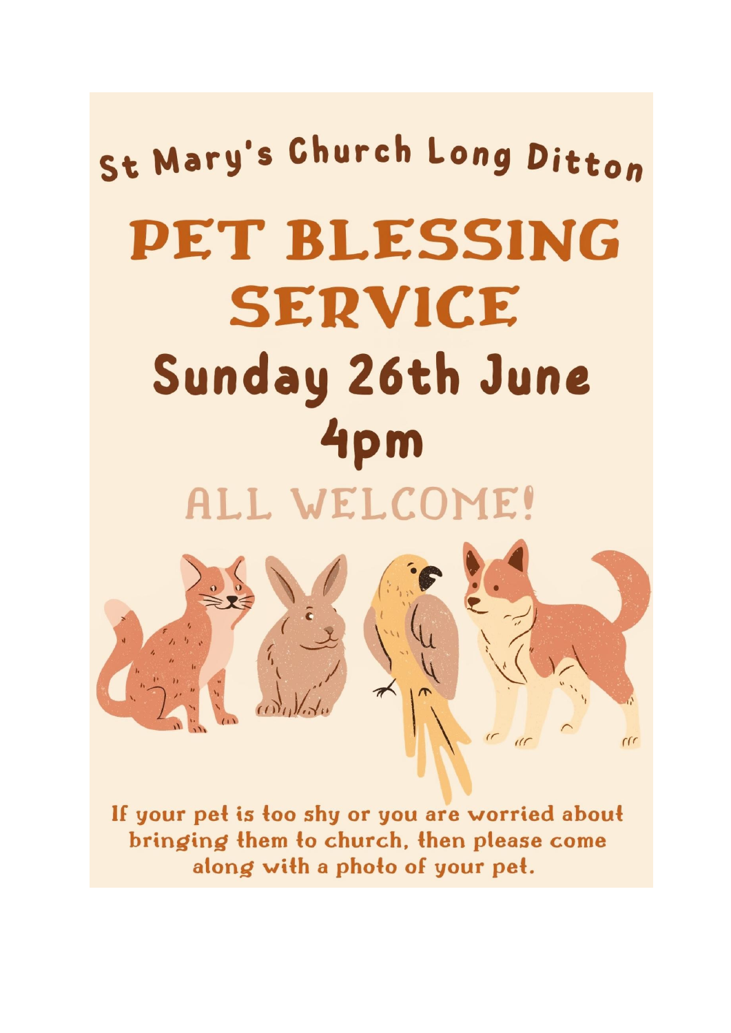St Mary's Church Long Ditton

# PET BLESSING SERVICE

## Sunday 26th June
## 4pm

ALL WELCOME!

If your pet is too shy or you are worried about bringing them to church, then please come along with a photo of your pet.